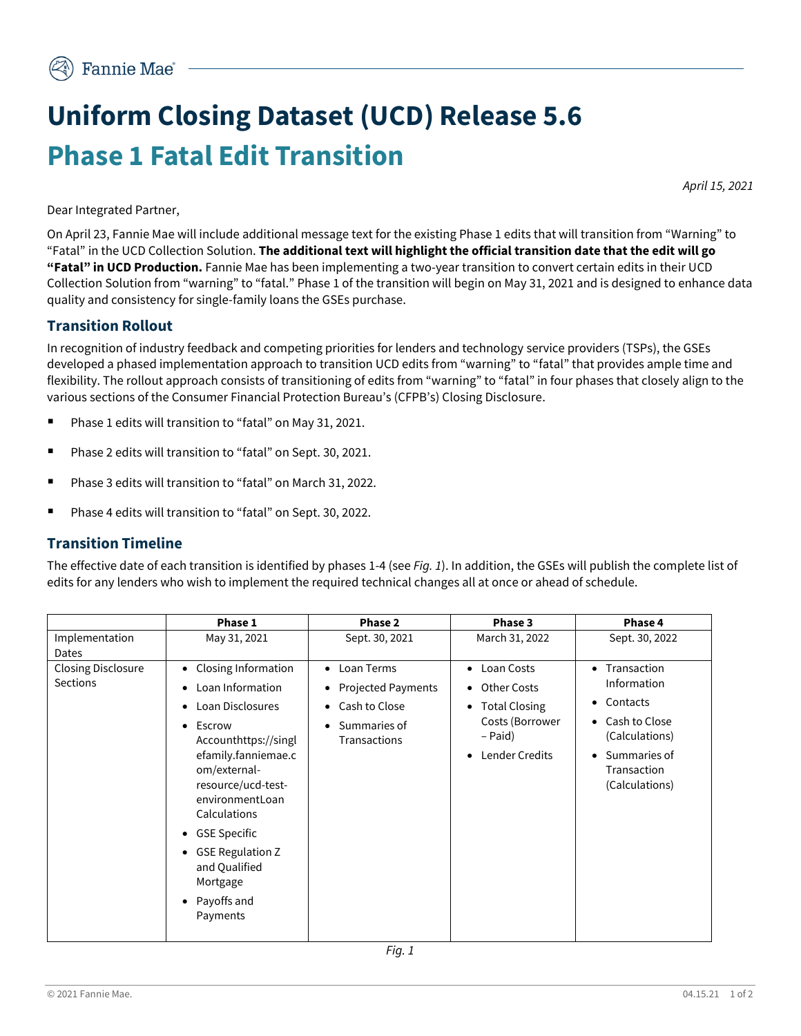# Uniform Closing Dataset (UCD) Release 5.6

## Phase 1 Fatal Edit Transition

*April 15, 2021*

Dear Integrated Partner,

On April 23, Fannie Mae will include additional message text for the existing Phase 1 edits that will transition from "Warning" to "Fatal" in the UCD Collection Solution. **The additional text will highlight the official transition date that the edit will go "Fatal" in UCD Production.** Fannie Mae has been implementing a two-year transition to convert certain edits in their UCD Collection Solution from "warning" to "fatal." Phase 1 of the transition will begin on May 31, 2021 and is designed to enhance data quality and consistency for single-family loans the GSEs purchase.

### Transition Rollout

In recognition of industry feedback and competing priorities for lenders and technology service providers (TSPs), the GSEs developed a phased implementation approach to transition UCD edits from "warning" to "fatal" that provides ample time and flexibility. The rollout approach consists of transitioning of edits from "warning" to "fatal" in four phases that closely align to the various sections of the Consumer Financial Protection Bureau's (CFPB's) Closing Disclosure.

- Phase 1 edits will transition to "fatal" on May 31, 2021.
- Phase 2 edits will transition to "fatal" on Sept. 30, 2021.
- Phase 3 edits will transition to "fatal" on March 31, 2022.
- Phase 4 edits will transition to "fatal" on Sept. 30, 2022.

### Transition Timeline

The effective date of each transition is identified by phases 1-4 (see *Fig. 1*). In addition, the GSEs will publish the complete list of edits for any lenders who wish to implement the required technical changes all at once or ahead of schedule.

| | Phase 1 | Phase 2 | Phase 3 | Phase 4 |
|---|---|---|---|---|
| Implementation Dates | May 31, 2021 | Sept. 30, 2021 | March 31, 2022 | Sept. 30, 2022 |
| Closing Disclosure Sections | • Closing Information<br>• Loan Information<br>• Loan Disclosures<br>• Escrow Accounthttps://singlefamily.fanniemae.com/external-resource/ucd-test-environmentLoan Calculations<br>• GSE Specific<br>• GSE Regulation Z and Qualified Mortgage<br>• Payoffs and Payments | • Loan Terms<br>• Projected Payments<br>• Cash to Close<br>• Summaries of Transactions | • Loan Costs<br>• Other Costs<br>• Total Closing Costs (Borrower – Paid)<br>• Lender Credits | • Transaction Information<br>• Contacts<br>• Cash to Close (Calculations)<br>• Summaries of Transaction (Calculations) |

*Fig. 1*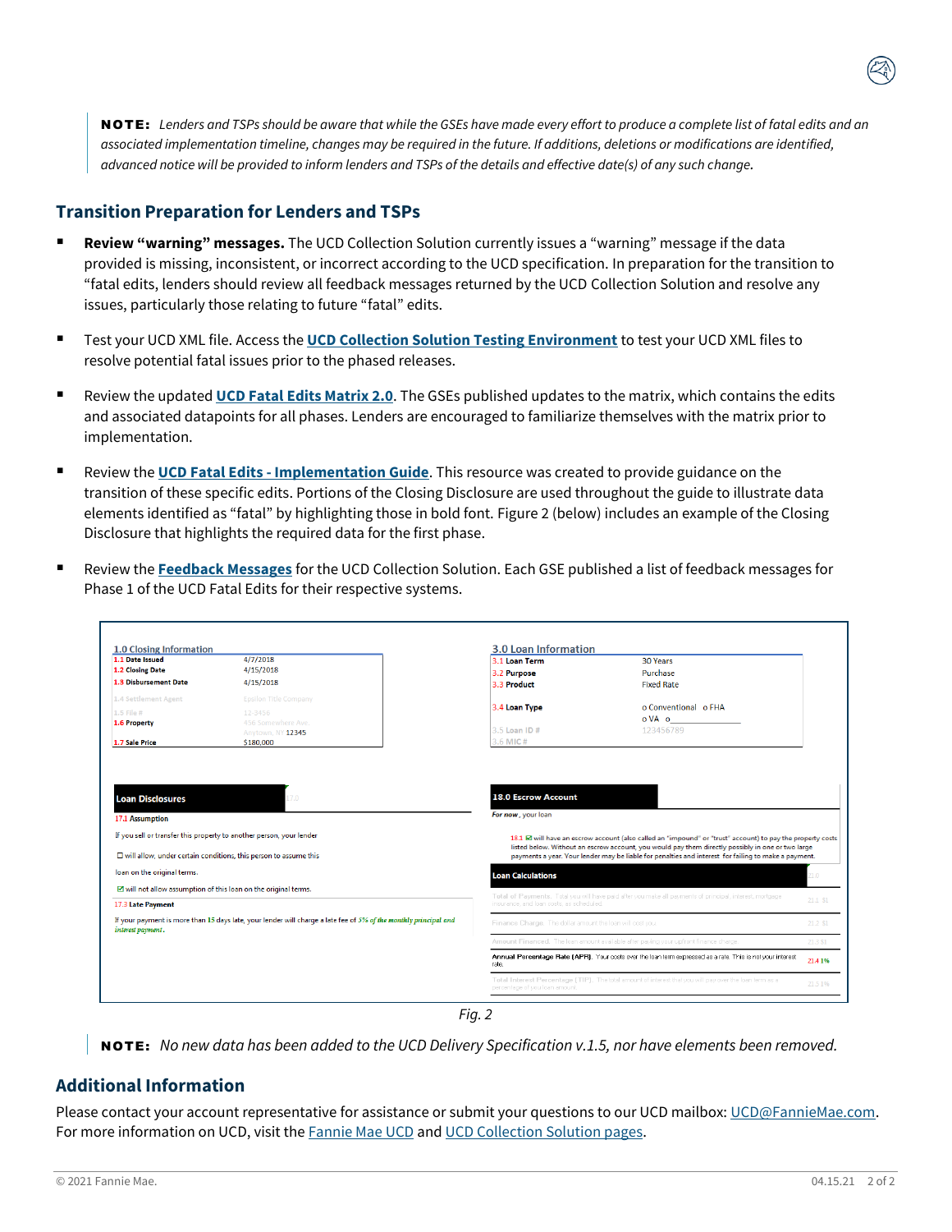**NOTE:** *Lenders and TSPs should be aware that while the GSEs have made every effort to produce a complete list of fatal edits and an associated implementation timeline, changes may be required in the future. If additions, deletions or modifications are identified, advanced notice will be provided to inform lenders and TSPs of the details and effective date(s) of any such change.*

## Transition Preparation for Lenders and TSPs

- **Review "warning" messages.** The UCD Collection Solution currently issues a "warning" message if the data provided is missing, inconsistent, or incorrect according to the UCD specification. In preparation for the transition to "fatal edits, lenders should review all feedback messages returned by the UCD Collection Solution and resolve any issues, particularly those relating to future "fatal" edits.
- Test your UCD XML file. Access the **UCD Collection Solution Testing Environment** to test your UCD XML files to resolve potential fatal issues prior to the phased releases.
- Review the updated **UCD Fatal Edits Matrix 2.0**. The GSEs published updates to the matrix, which contains the edits and associated datapoints for all phases. Lenders are encouraged to familiarize themselves with the matrix prior to implementation.
- Review the **UCD Fatal Edits - Implementation Guide**. This resource was created to provide guidance on the transition of these specific edits. Portions of the Closing Disclosure are used throughout the guide to illustrate data elements identified as "fatal" by highlighting those in bold font. Figure 2 (below) includes an example of the Closing Disclosure that highlights the required data for the first phase.
- Review the **Feedback Messages** for the UCD Collection Solution. Each GSE published a list of feedback messages for Phase 1 of the UCD Fatal Edits for their respective systems.

1.0 Closing Information
1.1 Date Issued 4/7/2018
1.2 Closing Date 4/15/2018
1.3 Disbursement Date 4/15/2018
1.4 Settlement Agent Epsilon Title Company
1.5 File # 12-3456
1.6 Property 456 Somewhere Ave. Anytown, NY 12345
1.7 Sale Price $180,000

3.0 Loan Information
3.1 Loan Term 30 Years
3.2 Purpose Purchase
3.3 Product Fixed Rate
3.4 Loan Type o Conventional o FHA o VA o
3.5 Loan ID # 123456789
3.6 MIC #

Loan Disclosures 17.0
17.1 Assumption
If you sell or transfer this property to another person, your lender
☐ will allow, under certain conditions, this person to assume this loan on the original terms.
☑ will not allow assumption of this loan on the original terms.
17.3 Late Payment
If your payment is more than 15 days late, your lender will charge a late fee of 5% of the monthly principal and interest payment.

18.0 Escrow Account
For now, your loan
18.1 ☑ will have an escrow account (also called an "impound" or "trust" account) to pay the property costs listed below. Without an escrow account, you would pay them directly possibly in one or two large payments a year. Your lender may be liable for penalties and interest for failing to make a payment.

Loan Calculations 21.0
Total of Payments. Total you will have paid after you make all payments of principal, interest, mortgage insurance, and loan costs, as scheduled. 21.1 $1
Finance Charge. The dollar amount the loan will cost you. 21.2 $1
Amount Financed. The loan amount available after paying your upfront finance charge. 21.3 $1
Annual Percentage Rate (APR). Your costs over the loan term expressed as a rate. This is not your interest rate. 21.4 1%
Total Interest Percentage (TIP). The total amount of interest that you will pay over the loan term as a percentage of your loan amount. 21.5 1%

*Fig. 2*

**NOTE:** *No new data has been added to the UCD Delivery Specification v.1.5, nor have elements been removed.*

## Additional Information

Please contact your account representative for assistance or submit your questions to our UCD mailbox: UCD@FannieMae.com. For more information on UCD, visit the Fannie Mae UCD and UCD Collection Solution pages.

© 2021 Fannie Mae. 04.15.21